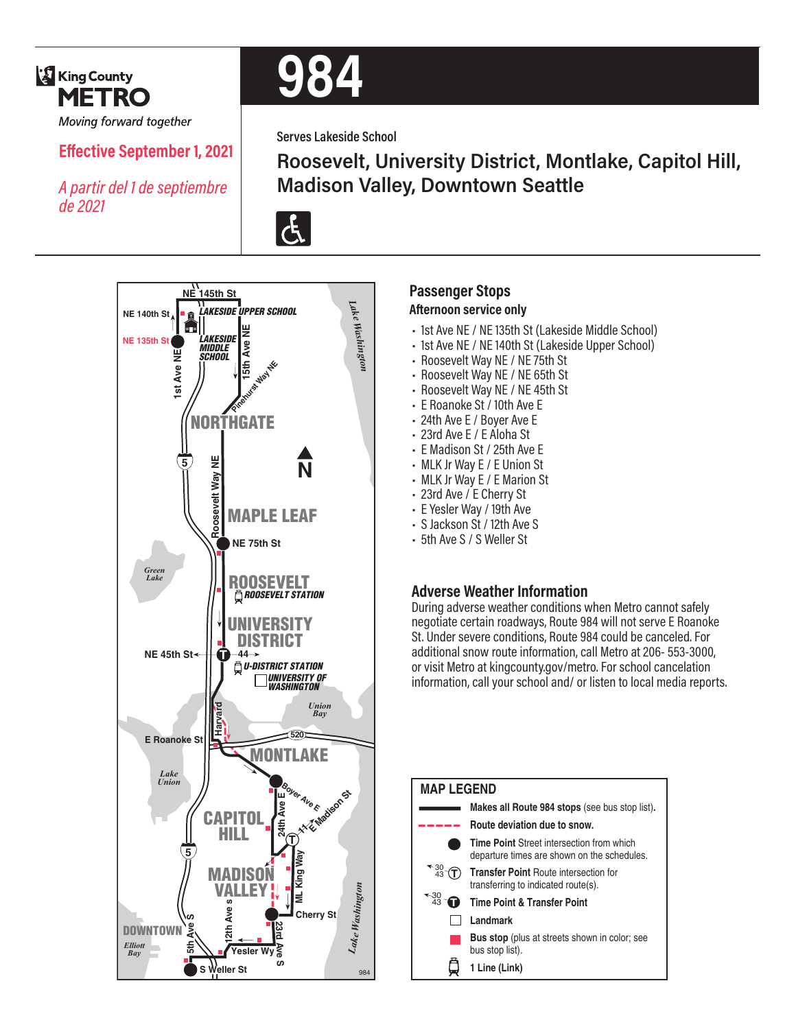King County METRO

*Moving forward together*

**Effective September 1, 2021**

*A partir del 1 de septiembre de 2021*

# 984

Serves Lakeside School

## Roosevelt, University District, Montlake, Capitol Hill, Madison Valley, Downtown Seattle

## Passenger Stops

**Afternoon service only**

- 1st Ave NE / NE 135th St (Lakeside Middle School)
- 1st Ave NE / NE 140th St (Lakeside Upper School)
- Roosevelt Way NE / NE 75th St
- Roosevelt Way NE / NE 65th St
- Roosevelt Way NE / NE 45th St
- E Roanoke St / 10th Ave E
- 24th Ave E / Boyer Ave E
- 23rd Ave E / E Aloha St
- E Madison St / 25th Ave E
- MLK Jr Way E / E Union St
- MLK Jr Way E / E Marion St
- 23rd Ave / E Cherry St
- E Yesler Way / 19th Ave
- S Jackson St / 12th Ave S
- 5th Ave S / S Weller St

## Adverse Weather Information

During adverse weather conditions when Metro cannot safely negotiate certain roadways, Route 984 will not serve E Roanoke St. Under severe conditions, Route 984 could be canceled. For additional snow route information, call Metro at 206- 553-3000, or visit Metro at kingcounty.gov/metro. For school cancelation information, call your school and/ or listen to local media reports.

## MAP LEGEND

- **Makes all Route 984 stops** (see bus stop list).
- **Route deviation due to snow.**
- **Time Point** Street intersection from which departure times are shown on the schedules.
- **Transfer Point** Route intersection for transferring to indicated route(s).
- **Time Point & Transfer Point**
- **Landmark**
- **Bus stop** (plus at streets shown in color; see bus stop list).
- **1 Line (Link)**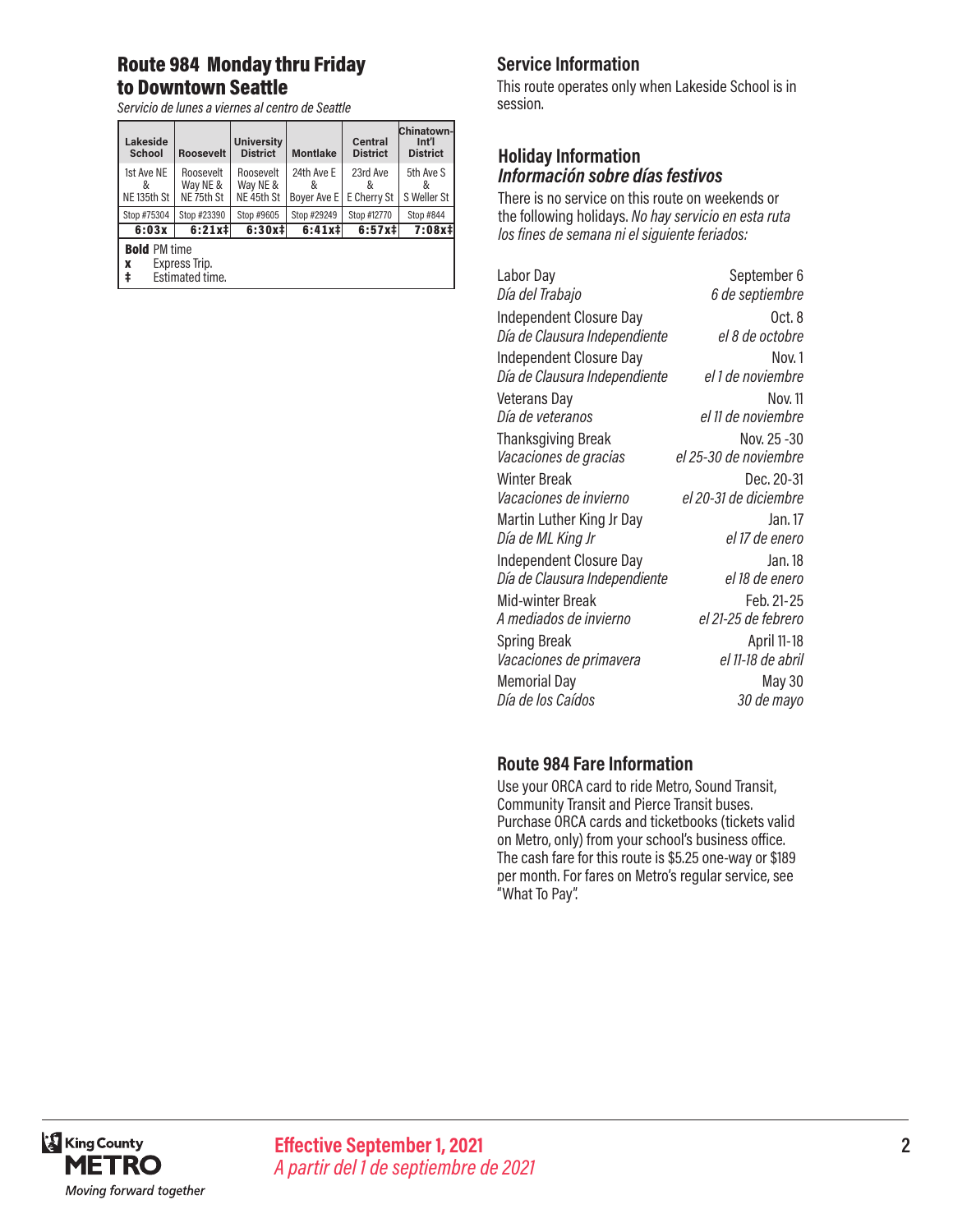## Route 984 Monday thru Friday to Downtown Seattle

*Servicio de lunes a viernes al centro de Seattle*

| Lakeside School | Roosevelt | University District | Montlake | Central District | Chinatown-Int'l District |
|---|---|---|---|---|---|
| 1st Ave NE & NE 135th St | Roosevelt Way NE & NE 75th St | Roosevelt Way NE & NE 45th St | 24th Ave E & Boyer Ave E | 23rd Ave & E Cherry St | 5th Ave S & S Weller St |
| Stop #75304 | Stop #23390 | Stop #9605 | Stop #29249 | Stop #12770 | Stop #844 |
| **6:03x** | **6:21x‡** | **6:30x‡** | **6:41x‡** | **6:57x‡** | **7:08x‡** |

**Bold** PM time
x Express Trip.
‡ Estimated time.

## Service Information

This route operates only when Lakeside School is in session.

## Holiday Information
## *Información sobre días festivos*

There is no service on this route on weekends or the following holidays. *No hay servicio en esta ruta los fines de semana ni el siguiente feriados:*

| | |
|---|---|
| Labor Day<br>*Día del Trabajo* | September 6<br>*6 de septiembre* |
| Independent Closure Day<br>*Día de Clausura Independiente* | Oct. 8<br>*el 8 de octobre* |
| Independent Closure Day<br>*Día de Clausura Independiente* | Nov. 1<br>*el 1 de noviembre* |
| Veterans Day<br>*Día de veteranos* | Nov. 11<br>*el 11 de noviembre* |
| Thanksgiving Break<br>*Vacaciones de gracias* | Nov. 25 -30<br>*el 25-30 de noviembre* |
| Winter Break<br>*Vacaciones de invierno* | Dec. 20-31<br>*el 20-31 de diciembre* |
| Martin Luther King Jr Day<br>*Día de ML King Jr* | Jan. 17<br>*el 17 de enero* |
| Independent Closure Day<br>*Día de Clausura Independiente* | Jan. 18<br>*el 18 de enero* |
| Mid-winter Break<br>*A mediados de invierno* | Feb. 21-25<br>*el 21-25 de febrero* |
| Spring Break<br>*Vacaciones de primavera* | April 11-18<br>*el 11-18 de abril* |
| Memorial Day<br>*Día de los Caídos* | May 30<br>*30 de mayo* |

## Route 984 Fare Information

Use your ORCA card to ride Metro, Sound Transit, Community Transit and Pierce Transit buses. Purchase ORCA cards and ticketbooks (tickets valid on Metro, only) from your school's business office. The cash fare for this route is $5.25 one-way or $189 per month. For fares on Metro's regular service, see "What To Pay".

King County METRO
*Moving forward together*

**Effective September 1, 2021**
*A partir del 1 de septiembre de 2021*